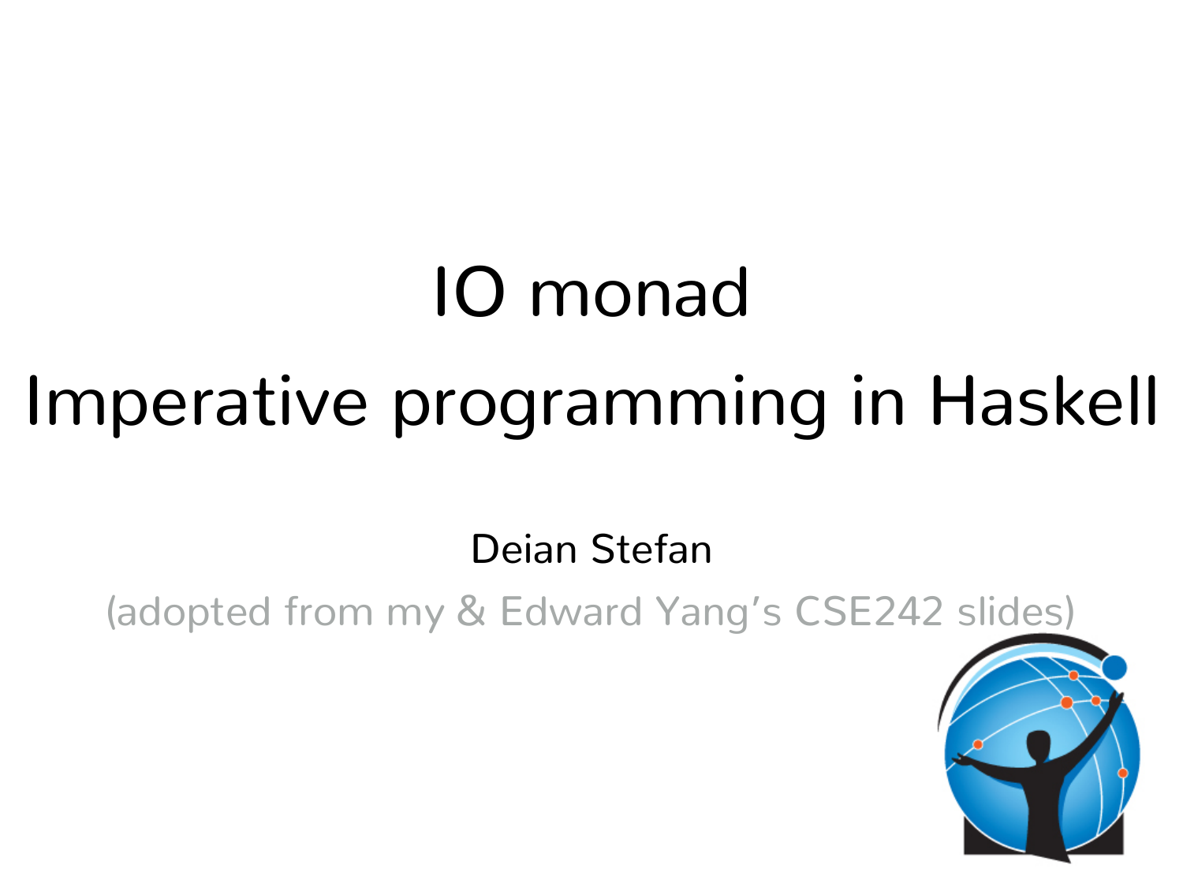# IO monad

# Imperative programming in Haskell

Deian Stefan

(adopted from my & Edward Yang's CSE242 slides)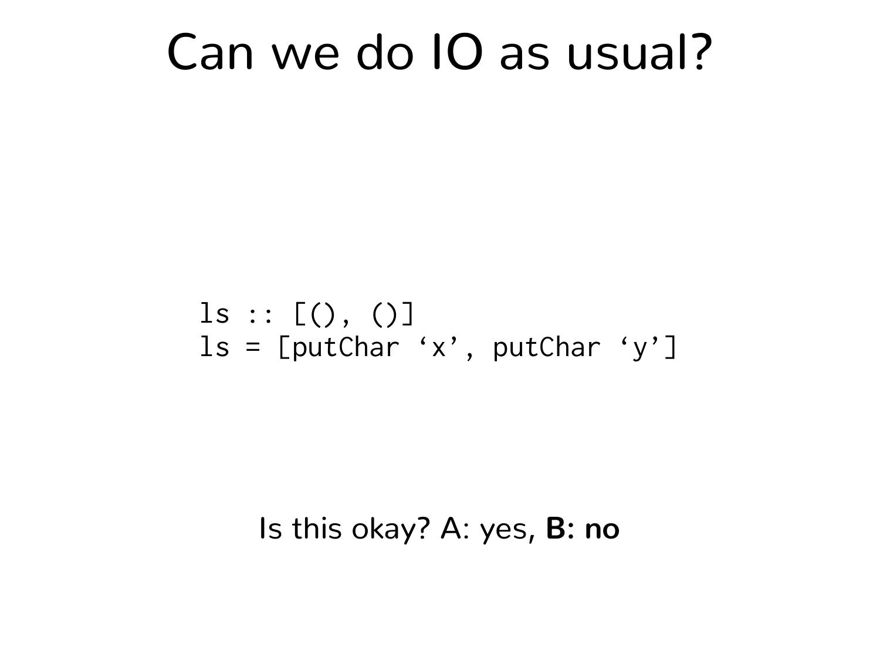# Can we do IO as usual?

```
ls :: [(), ()]
ls = [putChar ‘x’, putChar ‘y’]
```

Is this okay? A: yes, **B: no**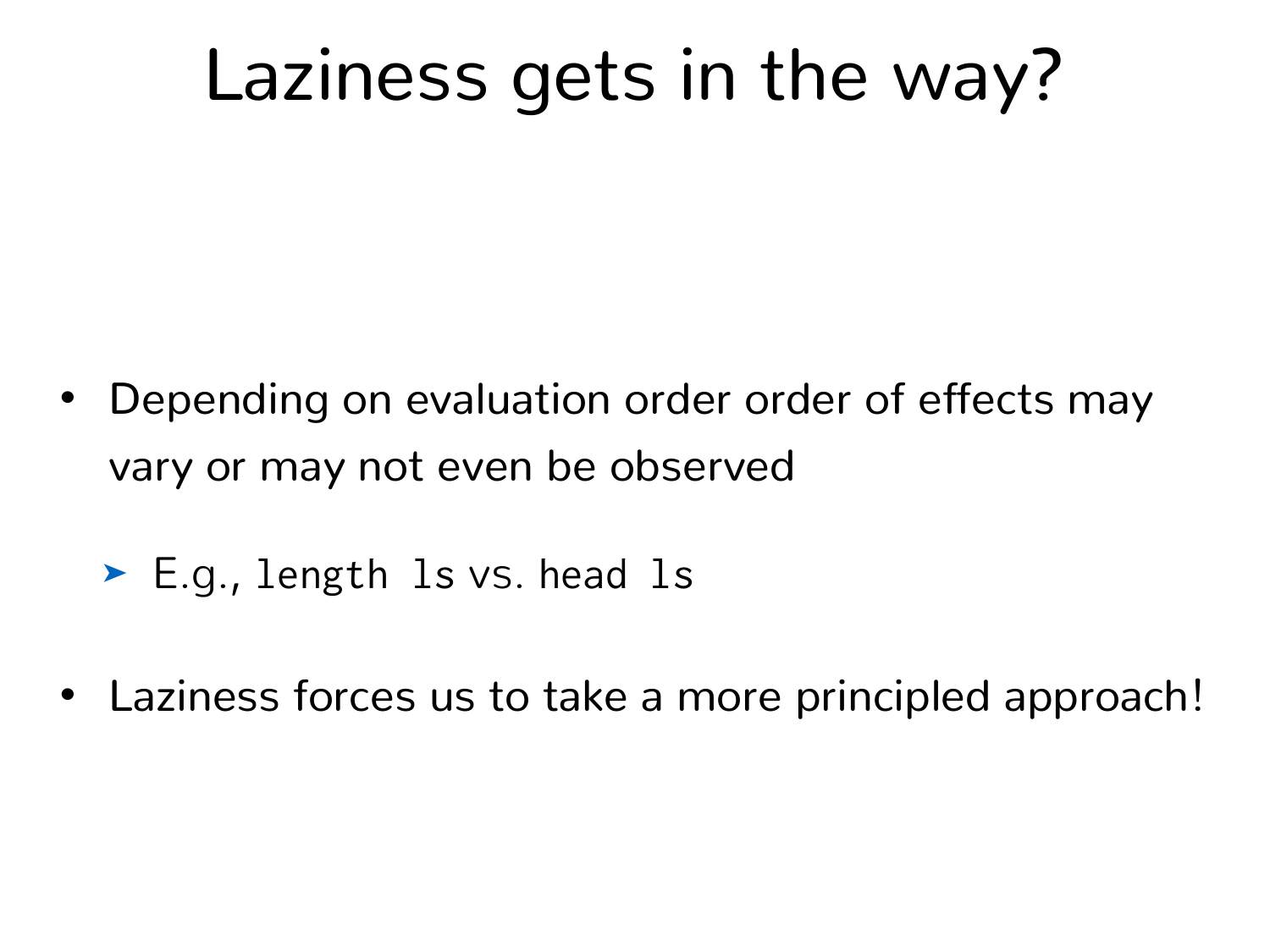# Laziness gets in the way?

- Depending on evaluation order order of effects may vary or may not even be observed
  - E.g., `length ls` vs. `head ls`
- Laziness forces us to take a more principled approach!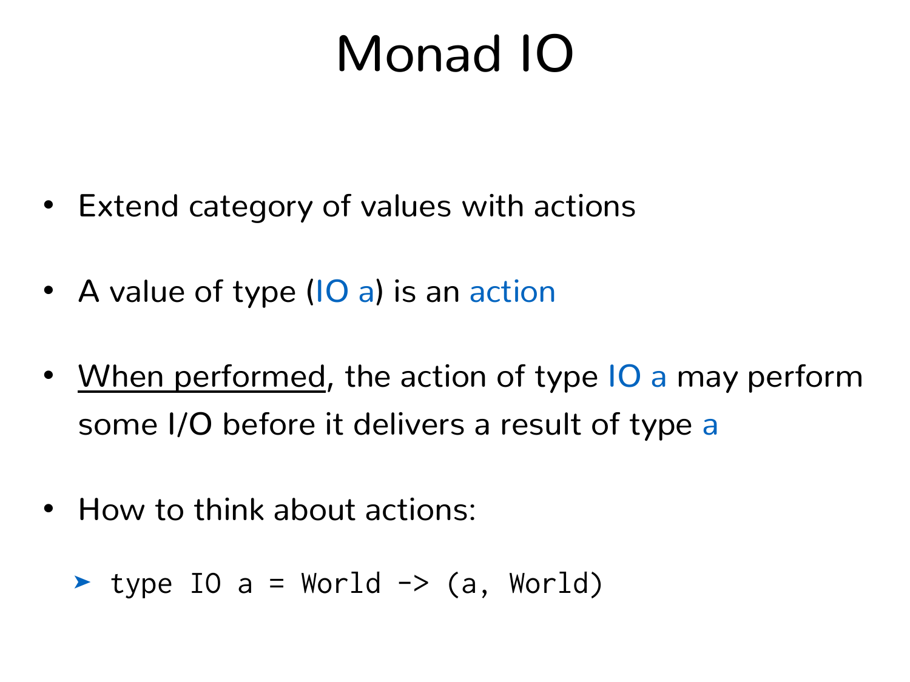# Monad IO

- Extend category of values with actions
- A value of type (IO a) is an action
- <u>When performed</u>, the action of type IO a may perform some I/O before it delivers a result of type a
- How to think about actions:
  - `type IO a = World -> (a, World)`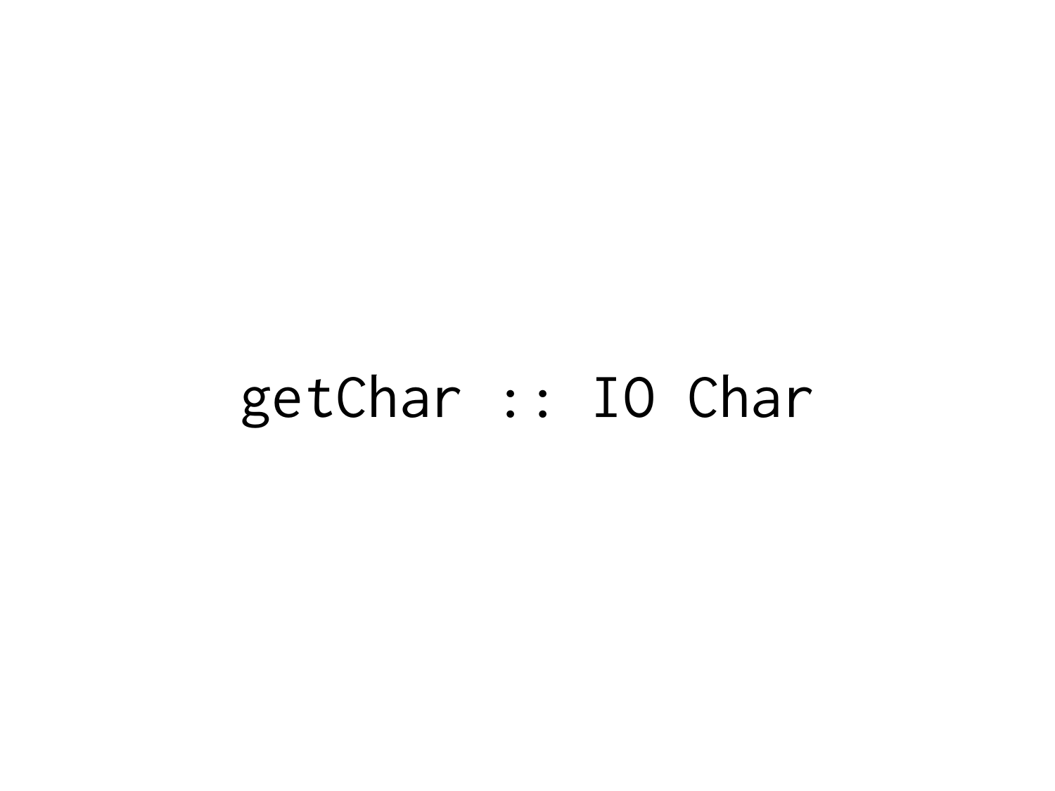```
getChar :: IO Char
```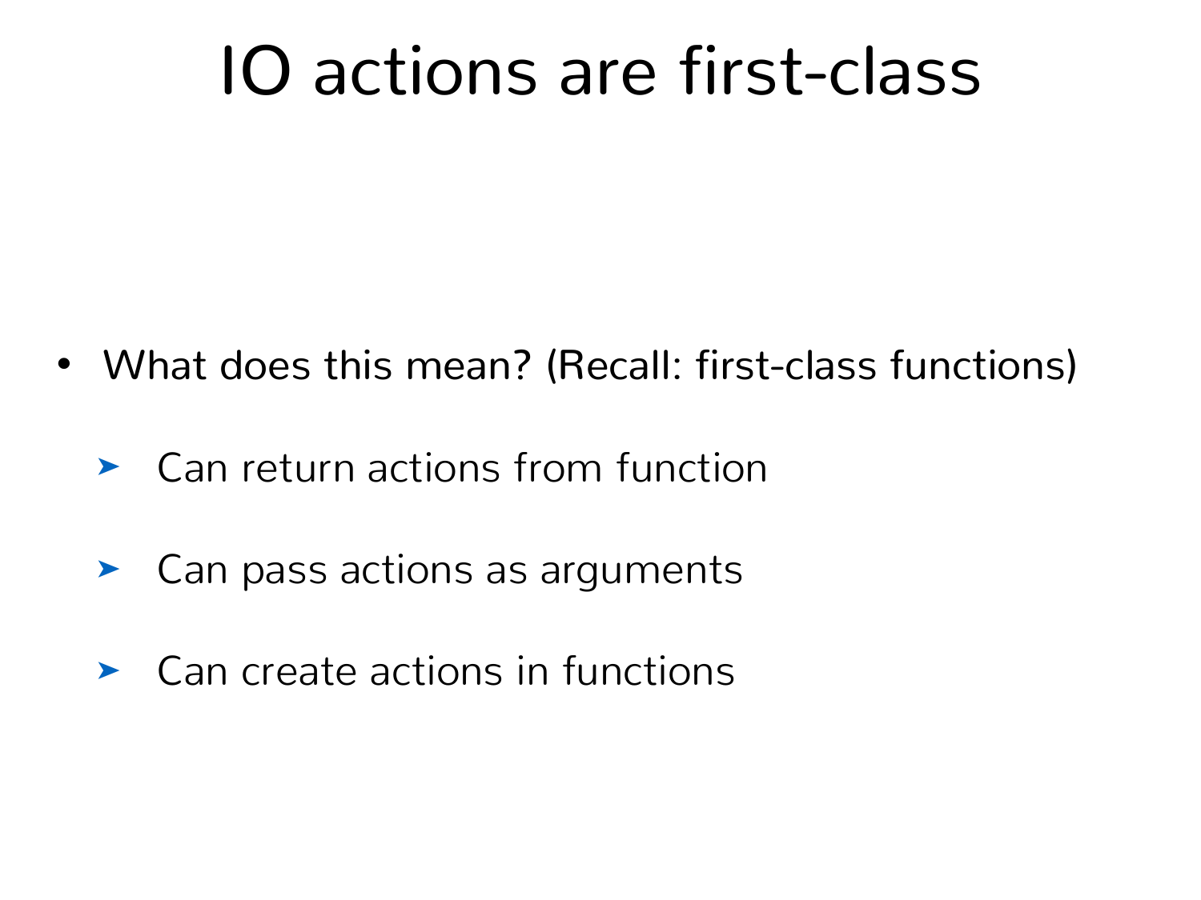# IO actions are first-class

- What does this mean? (Recall: first-class functions)
  - Can return actions from function
  - Can pass actions as arguments
  - Can create actions in functions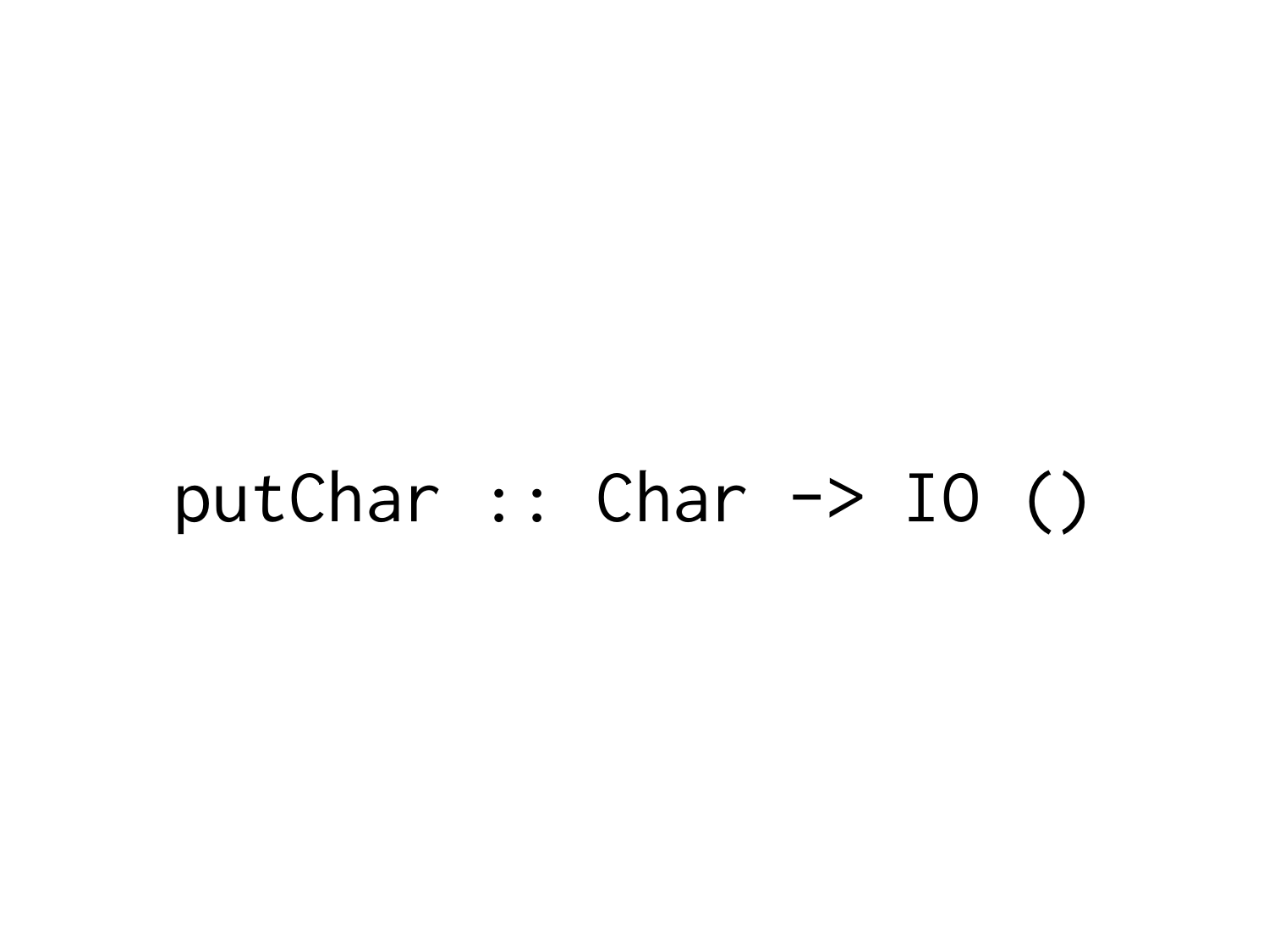```
putChar :: Char -> IO ()
```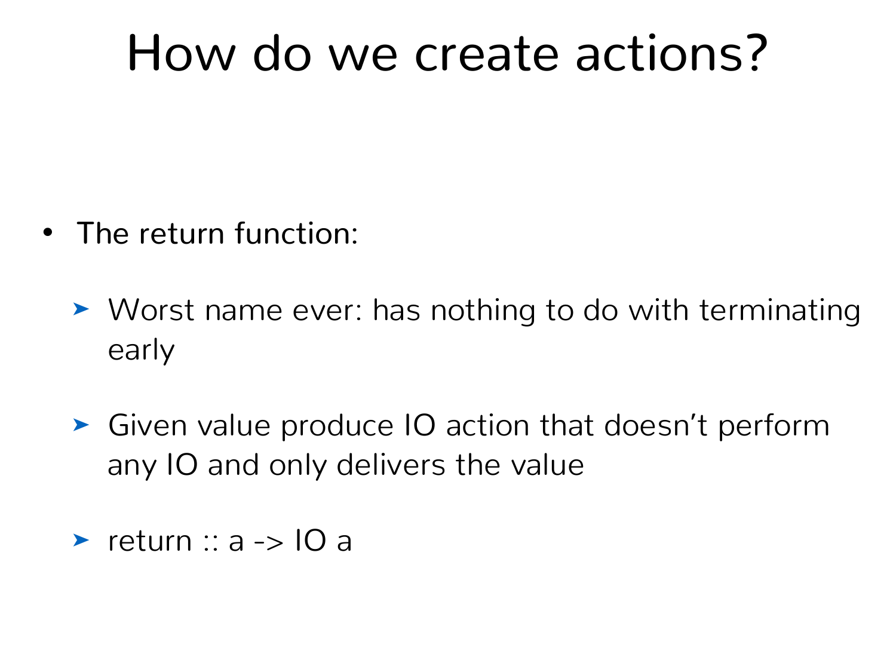# How do we create actions?

- The return function:
  - Worst name ever: has nothing to do with terminating early
  - Given value produce IO action that doesn’t perform any IO and only delivers the value
  - return :: a -> IO a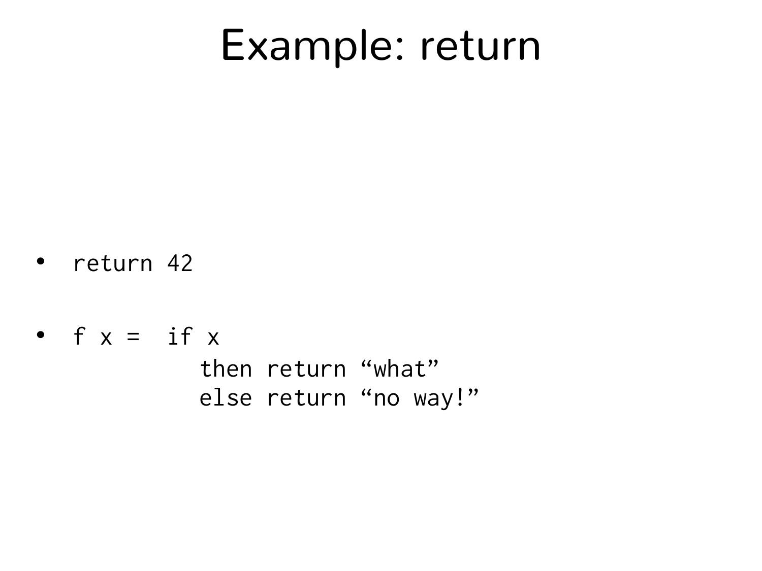# Example: return

- `return 42`

- ```
  f x =  if x
            then return “what”
            else return “no way!”
  ```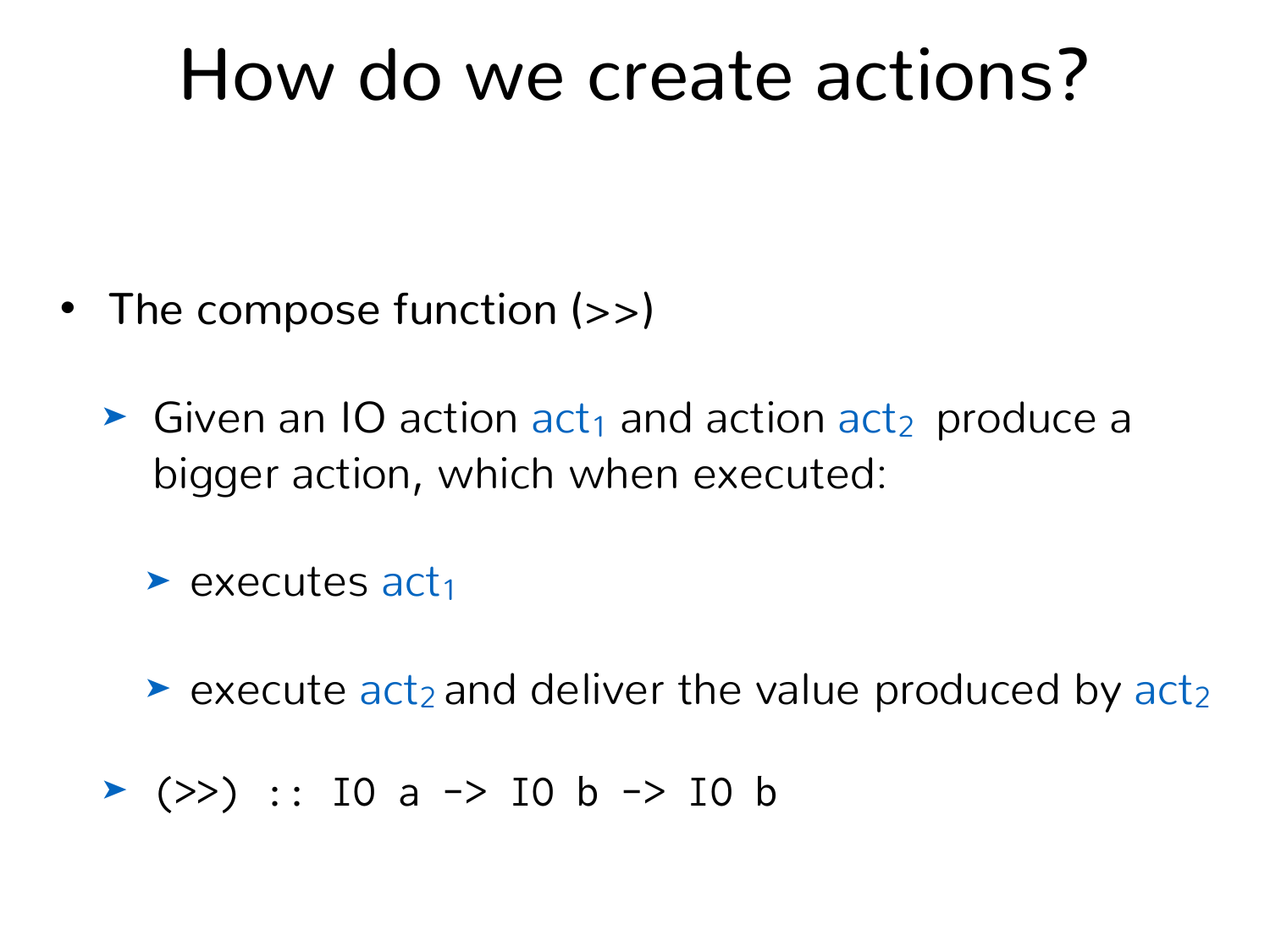# How do we create actions?

- The compose function (>>)
  - Given an IO action $act_1$ and action $act_2$ produce a bigger action, which when executed:
    - executes $act_1$
    - execute $act_2$ and deliver the value produced by $act_2$
  - `(>>) :: IO a -> IO b -> IO b`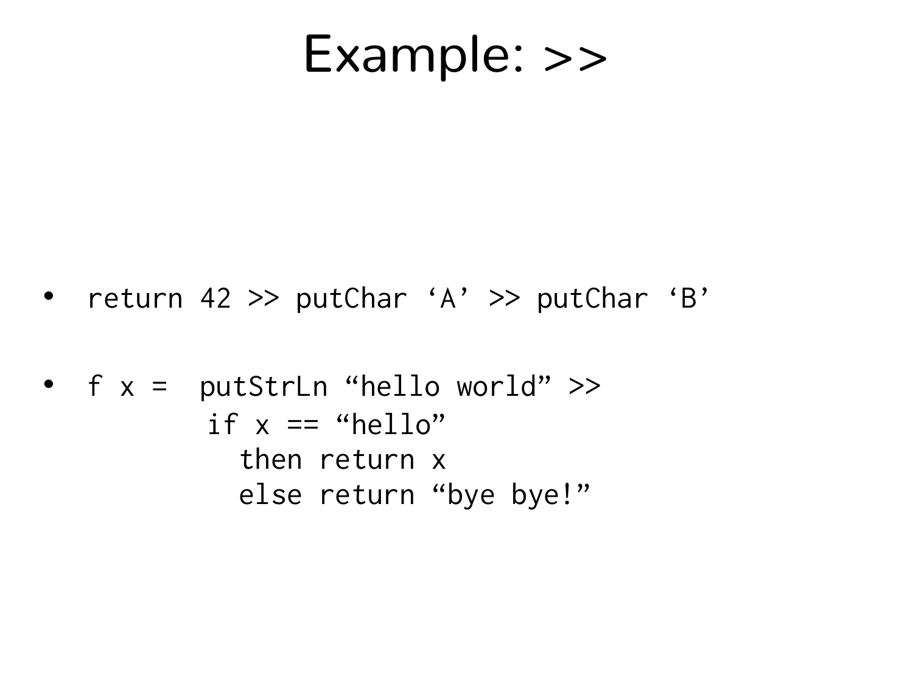# Example: >>

- `return 42 >> putChar ‘A’ >> putChar ‘B’`

- 
```
f x =  putStrLn “hello world” >>
        if x == “hello”
          then return x
          else return “bye bye!”
```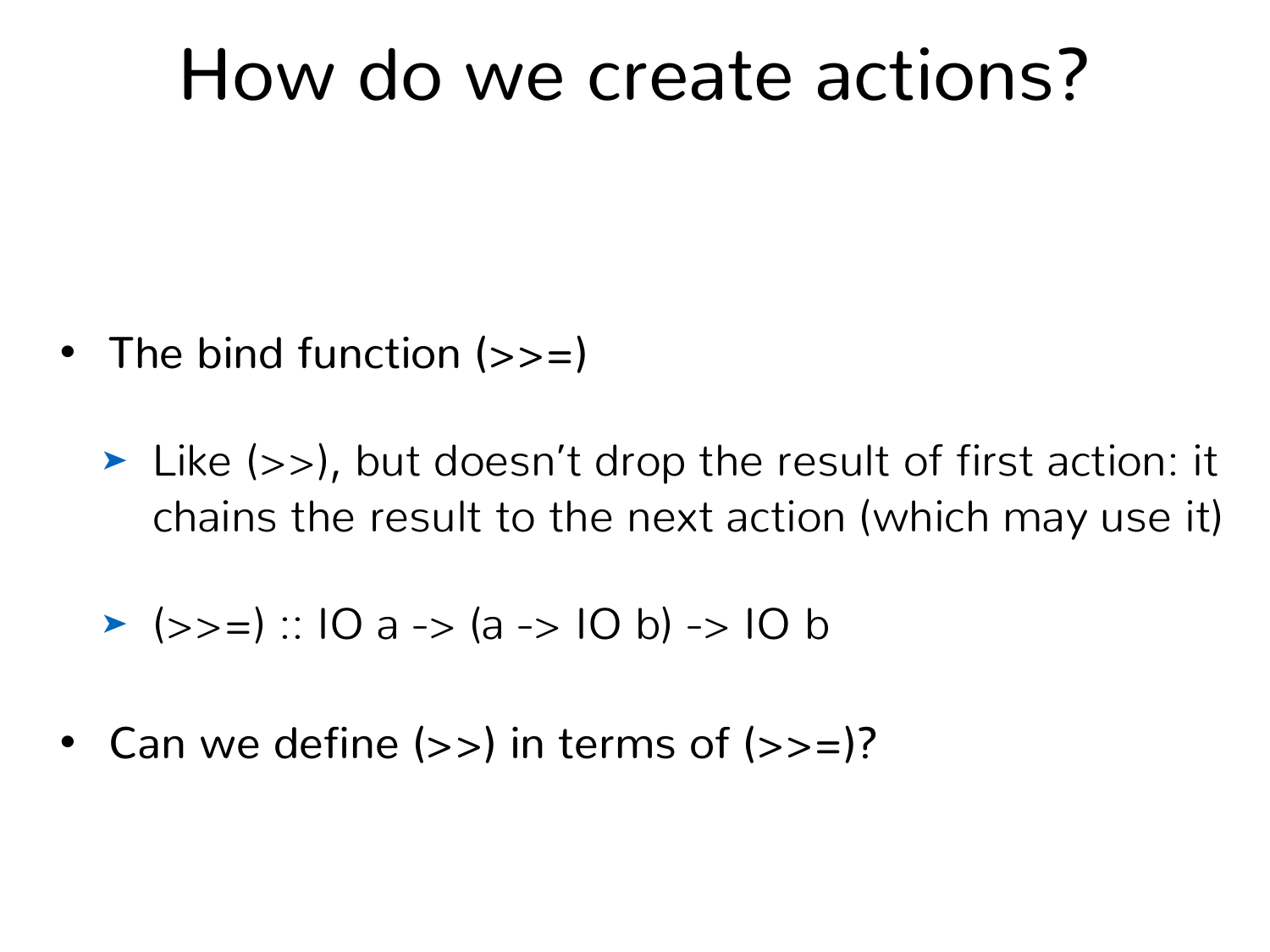# How do we create actions?

- The bind function (>>=)
  - Like (>>), but doesn't drop the result of first action: it chains the result to the next action (which may use it)
  - (>>=) :: IO a -> (a -> IO b) -> IO b
- Can we define (>>) in terms of (>>=)?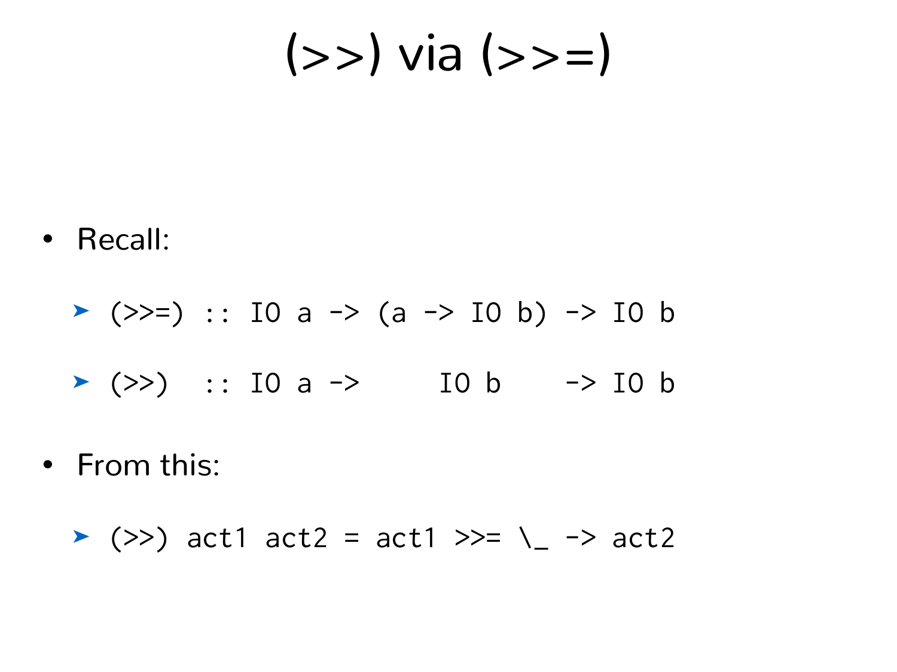# (>>) via (>>=)

- Recall:
  - `(>>=) :: IO a -> (a -> IO b) -> IO b`
  - `(>>)  :: IO a ->      IO b    -> IO b`
- From this:
  - `(>>) act1 act2 = act1 >>= \_ -> act2`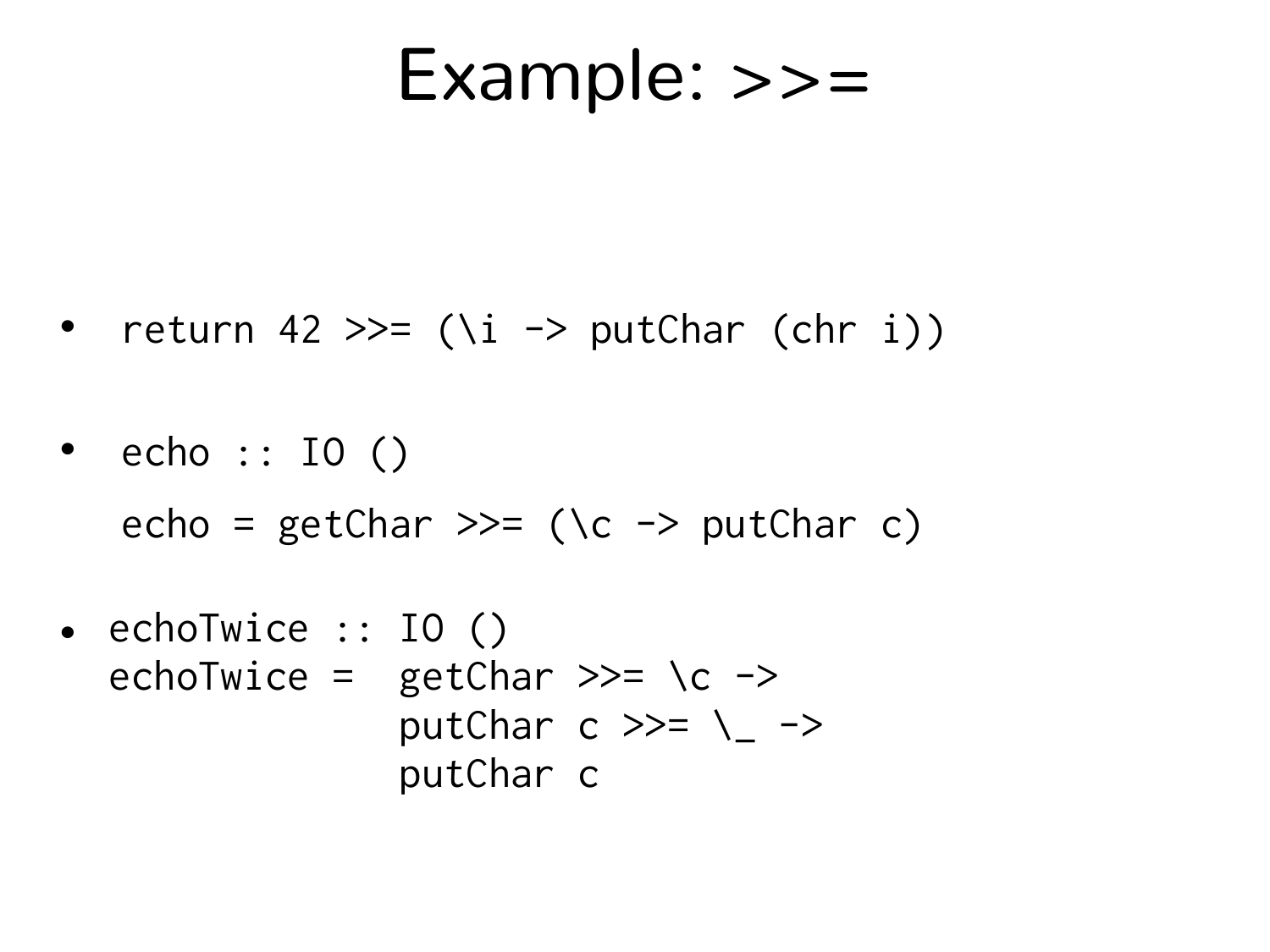# Example: >>=

- ```
  return 42 >>= (\i -> putChar (chr i))
  ```

- ```
  echo :: IO ()
  echo = getChar >>= (\c -> putChar c)
  ```

- ```
  echoTwice :: IO ()
  echoTwice =  getChar >>= \c ->
               putChar c >>= \_ ->
               putChar c
  ```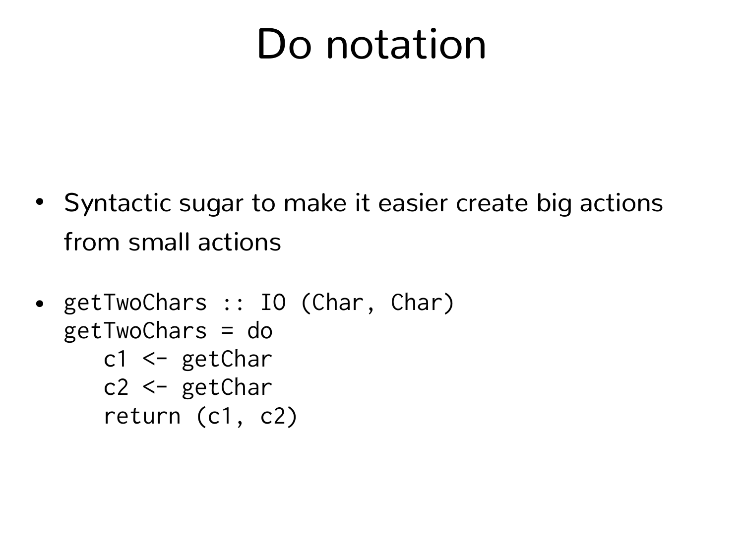# Do notation

- Syntactic sugar to make it easier create big actions from small actions

- ```
  getTwoChars :: IO (Char, Char)
  getTwoChars = do
      c1 <- getChar
      c2 <- getChar
      return (c1, c2)
  ```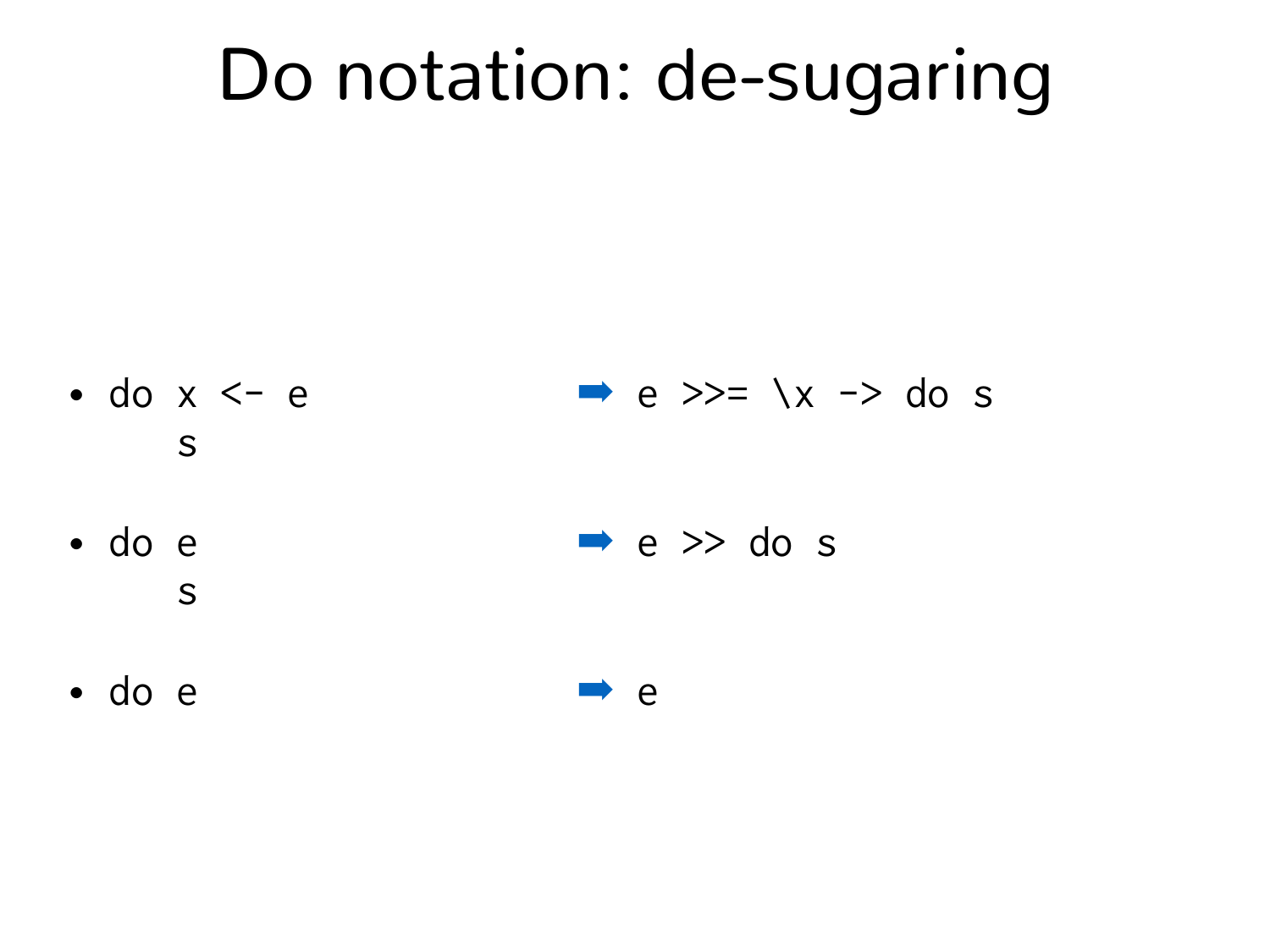# Do notation: de-sugaring

- ```
  do x <- e
     s
  ```
  ➡ `e >>= \x -> do s`

- ```
  do e
     s
  ```
  ➡ `e >> do s`

- `do e` ➡ `e`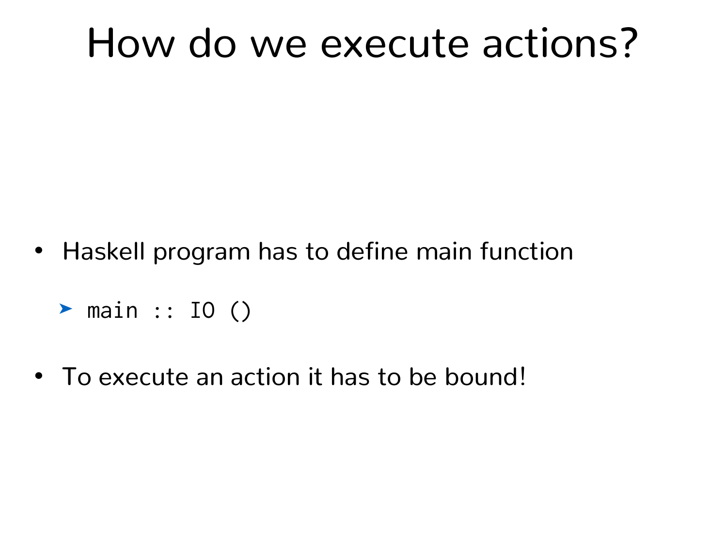# How do we execute actions?

- Haskell program has to define main function
  - `main :: IO ()`
- To execute an action it has to be bound!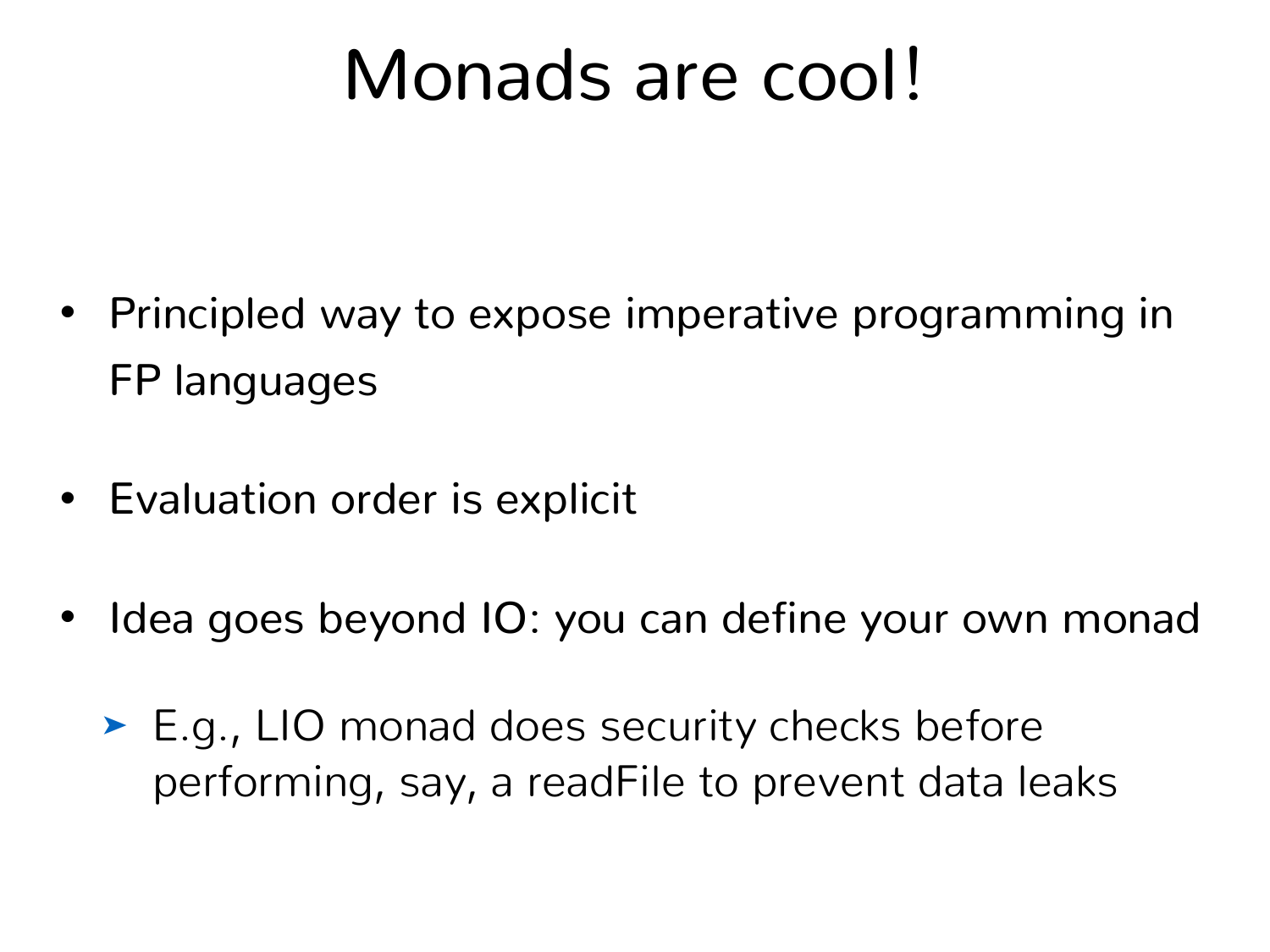# Monads are cool!

- Principled way to expose imperative programming in FP languages
- Evaluation order is explicit
- Idea goes beyond IO: you can define your own monad
  - E.g., LIO monad does security checks before performing, say, a readFile to prevent data leaks